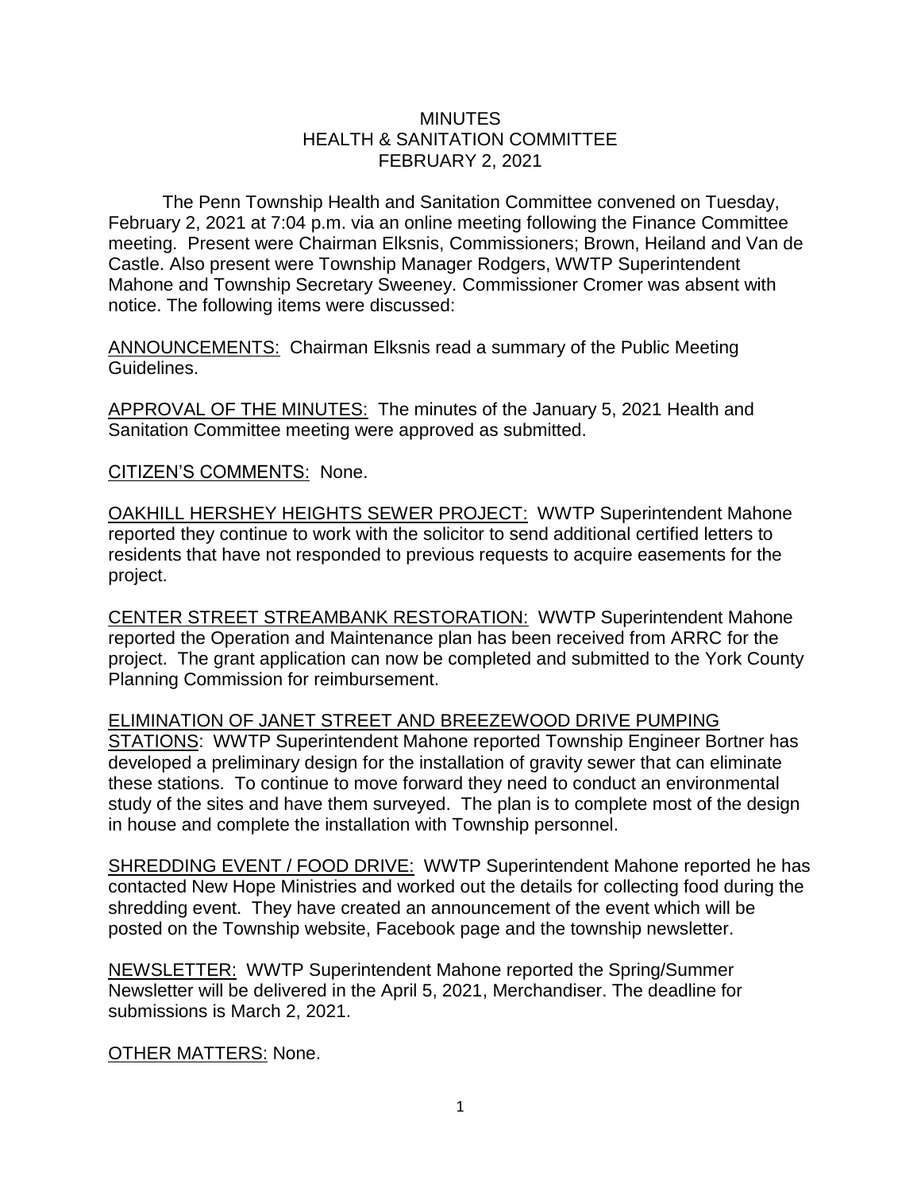# MINUTES
## HEALTH & SANITATION COMMITTEE
## FEBRUARY 2, 2021

The Penn Township Health and Sanitation Committee convened on Tuesday, February 2, 2021 at 7:04 p.m. via an online meeting following the Finance Committee meeting. Present were Chairman Elksnis, Commissioners; Brown, Heiland and Van de Castle. Also present were Township Manager Rodgers, WWTP Superintendent Mahone and Township Secretary Sweeney. Commissioner Cromer was absent with notice. The following items were discussed:

<u>ANNOUNCEMENTS:</u> Chairman Elksnis read a summary of the Public Meeting Guidelines.

<u>APPROVAL OF THE MINUTES:</u> The minutes of the January 5, 2021 Health and Sanitation Committee meeting were approved as submitted.

<u>CITIZEN'S COMMENTS:</u> None.

<u>OAKHILL HERSHEY HEIGHTS SEWER PROJECT:</u> WWTP Superintendent Mahone reported they continue to work with the solicitor to send additional certified letters to residents that have not responded to previous requests to acquire easements for the project.

<u>CENTER STREET STREAMBANK RESTORATION:</u> WWTP Superintendent Mahone reported the Operation and Maintenance plan has been received from ARRC for the project. The grant application can now be completed and submitted to the York County Planning Commission for reimbursement.

<u>ELIMINATION OF JANET STREET AND BREEZEWOOD DRIVE PUMPING STATIONS</u>: WWTP Superintendent Mahone reported Township Engineer Bortner has developed a preliminary design for the installation of gravity sewer that can eliminate these stations. To continue to move forward they need to conduct an environmental study of the sites and have them surveyed. The plan is to complete most of the design in house and complete the installation with Township personnel.

<u>SHREDDING EVENT / FOOD DRIVE:</u> WWTP Superintendent Mahone reported he has contacted New Hope Ministries and worked out the details for collecting food during the shredding event. They have created an announcement of the event which will be posted on the Township website, Facebook page and the township newsletter.

<u>NEWSLETTER:</u> WWTP Superintendent Mahone reported the Spring/Summer Newsletter will be delivered in the April 5, 2021, Merchandiser. The deadline for submissions is March 2, 2021.

<u>OTHER MATTERS:</u> None.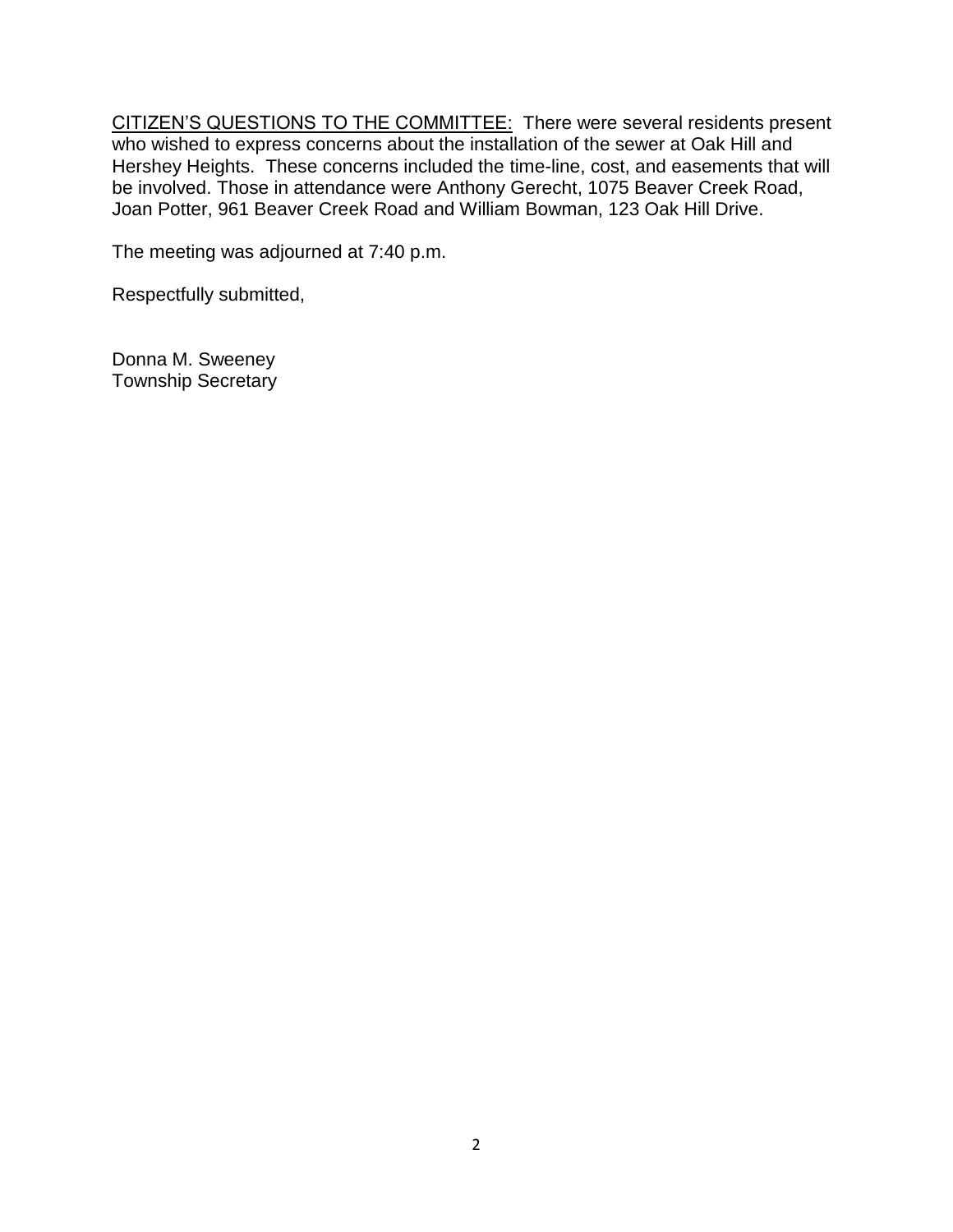<u>CITIZEN'S QUESTIONS TO THE COMMITTEE:</u> There were several residents present who wished to express concerns about the installation of the sewer at Oak Hill and Hershey Heights. These concerns included the time-line, cost, and easements that will be involved. Those in attendance were Anthony Gerecht, 1075 Beaver Creek Road, Joan Potter, 961 Beaver Creek Road and William Bowman, 123 Oak Hill Drive.

The meeting was adjourned at 7:40 p.m.

Respectfully submitted,

Donna M. Sweeney
Township Secretary